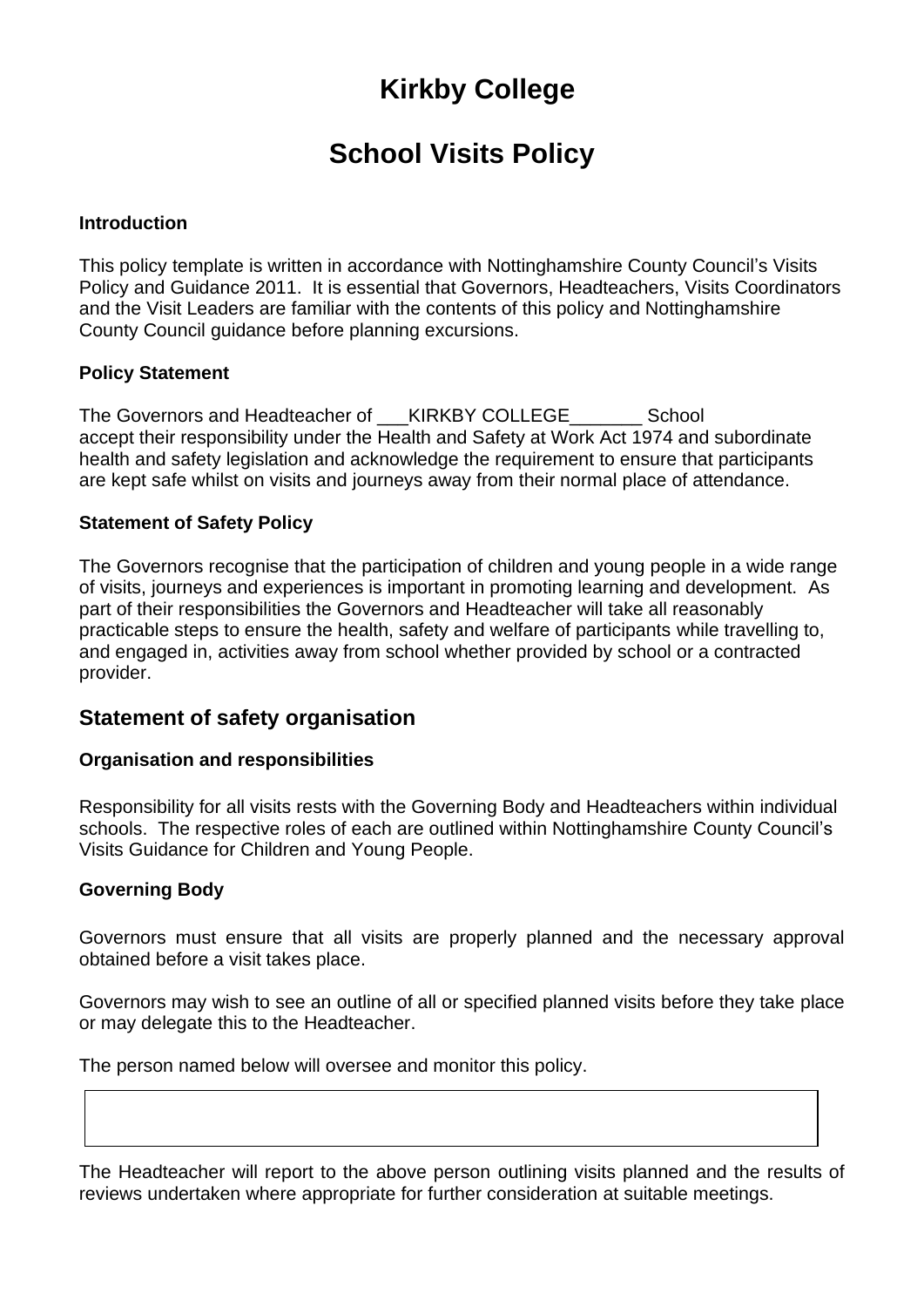# Kirkby College

# School Visits Policy

### Introduction

This policy template is written in accordance with Nottinghamshire County Council's Visits Policy and Guidance 2011. It is essential that Governors, Headteachers, Visits Coordinators and the Visit Leaders are familiar with the contents of this policy and Nottinghamshire County Council guidance before planning excursions.

### Policy Statement

The Governors and Headteacher of ___KIRKBY COLLEGE_______ School accept their responsibility under the Health and Safety at Work Act 1974 and subordinate health and safety legislation and acknowledge the requirement to ensure that participants are kept safe whilst on visits and journeys away from their normal place of attendance.

### Statement of Safety Policy

The Governors recognise that the participation of children and young people in a wide range of visits, journeys and experiences is important in promoting learning and development. As part of their responsibilities the Governors and Headteacher will take all reasonably practicable steps to ensure the health, safety and welfare of participants while travelling to, and engaged in, activities away from school whether provided by school or a contracted provider.

## Statement of safety organisation

### Organisation and responsibilities

Responsibility for all visits rests with the Governing Body and Headteachers within individual schools. The respective roles of each are outlined within Nottinghamshire County Council's Visits Guidance for Children and Young People.

### Governing Body

Governors must ensure that all visits are properly planned and the necessary approval obtained before a visit takes place.

Governors may wish to see an outline of all or specified planned visits before they take place or may delegate this to the Headteacher.

The person named below will oversee and monitor this policy.

| |
|---|
| |

The Headteacher will report to the above person outlining visits planned and the results of reviews undertaken where appropriate for further consideration at suitable meetings.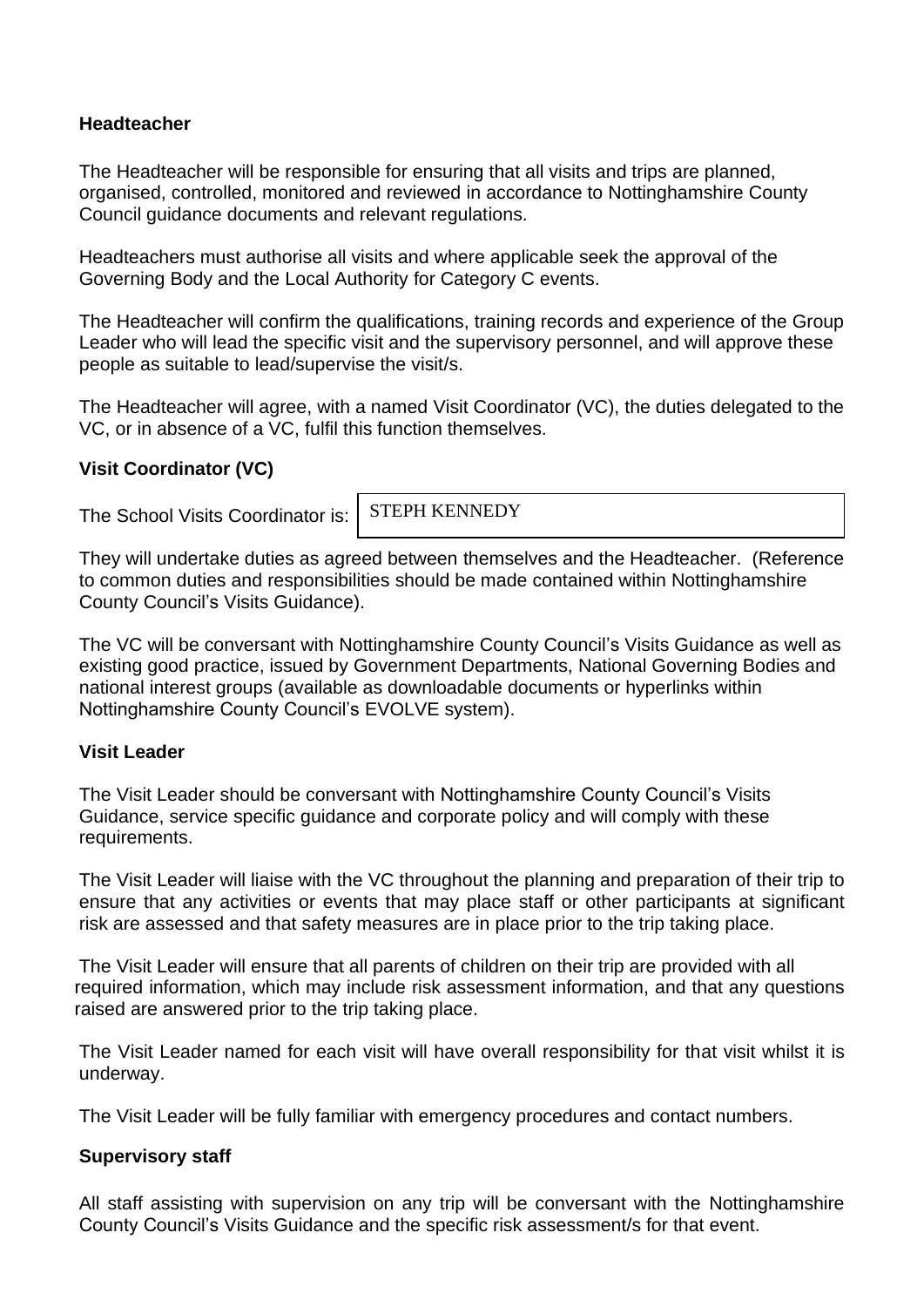**Headteacher**

The Headteacher will be responsible for ensuring that all visits and trips are planned, organised, controlled, monitored and reviewed in accordance to Nottinghamshire County Council guidance documents and relevant regulations.

Headteachers must authorise all visits and where applicable seek the approval of the Governing Body and the Local Authority for Category C events.

The Headteacher will confirm the qualifications, training records and experience of the Group Leader who will lead the specific visit and the supervisory personnel, and will approve these people as suitable to lead/supervise the visit/s.

The Headteacher will agree, with a named Visit Coordinator (VC), the duties delegated to the VC, or in absence of a VC, fulfil this function themselves.

**Visit Coordinator (VC)**

The School Visits Coordinator is: STEPH KENNEDY

They will undertake duties as agreed between themselves and the Headteacher. (Reference to common duties and responsibilities should be made contained within Nottinghamshire County Council's Visits Guidance).

The VC will be conversant with Nottinghamshire County Council's Visits Guidance as well as existing good practice, issued by Government Departments, National Governing Bodies and national interest groups (available as downloadable documents or hyperlinks within Nottinghamshire County Council's EVOLVE system).

**Visit Leader**

The Visit Leader should be conversant with Nottinghamshire County Council's Visits Guidance, service specific guidance and corporate policy and will comply with these requirements.

The Visit Leader will liaise with the VC throughout the planning and preparation of their trip to ensure that any activities or events that may place staff or other participants at significant risk are assessed and that safety measures are in place prior to the trip taking place.

The Visit Leader will ensure that all parents of children on their trip are provided with all required information, which may include risk assessment information, and that any questions raised are answered prior to the trip taking place.

The Visit Leader named for each visit will have overall responsibility for that visit whilst it is underway.

The Visit Leader will be fully familiar with emergency procedures and contact numbers.

**Supervisory staff**

All staff assisting with supervision on any trip will be conversant with the Nottinghamshire County Council's Visits Guidance and the specific risk assessment/s for that event.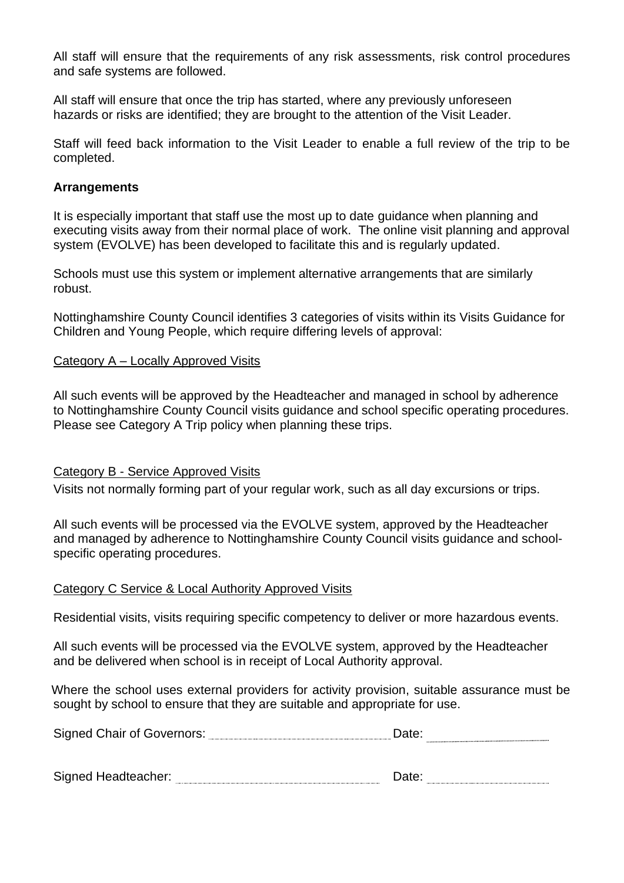All staff will ensure that the requirements of any risk assessments, risk control procedures and safe systems are followed.

All staff will ensure that once the trip has started, where any previously unforeseen hazards or risks are identified; they are brought to the attention of the Visit Leader.

Staff will feed back information to the Visit Leader to enable a full review of the trip to be completed.

**Arrangements**

It is especially important that staff use the most up to date guidance when planning and executing visits away from their normal place of work. The online visit planning and approval system (EVOLVE) has been developed to facilitate this and is regularly updated.

Schools must use this system or implement alternative arrangements that are similarly robust.

Nottinghamshire County Council identifies 3 categories of visits within its Visits Guidance for Children and Young People, which require differing levels of approval:

<u>Category A – Locally Approved Visits</u>

All such events will be approved by the Headteacher and managed in school by adherence to Nottinghamshire County Council visits guidance and school specific operating procedures. Please see Category A Trip policy when planning these trips.

<u>Category B - Service Approved Visits</u>

Visits not normally forming part of your regular work, such as all day excursions or trips.

All such events will be processed via the EVOLVE system, approved by the Headteacher and managed by adherence to Nottinghamshire County Council visits guidance and school-specific operating procedures.

<u>Category C Service & Local Authority Approved Visits</u>

Residential visits, visits requiring specific competency to deliver or more hazardous events.

All such events will be processed via the EVOLVE system, approved by the Headteacher and be delivered when school is in receipt of Local Authority approval.

Where the school uses external providers for activity provision, suitable assurance must be sought by school to ensure that they are suitable and appropriate for use.

Signed Chair of Governors: ______________________ Date: ______________

Signed Headteacher: ______________________ Date: ______________